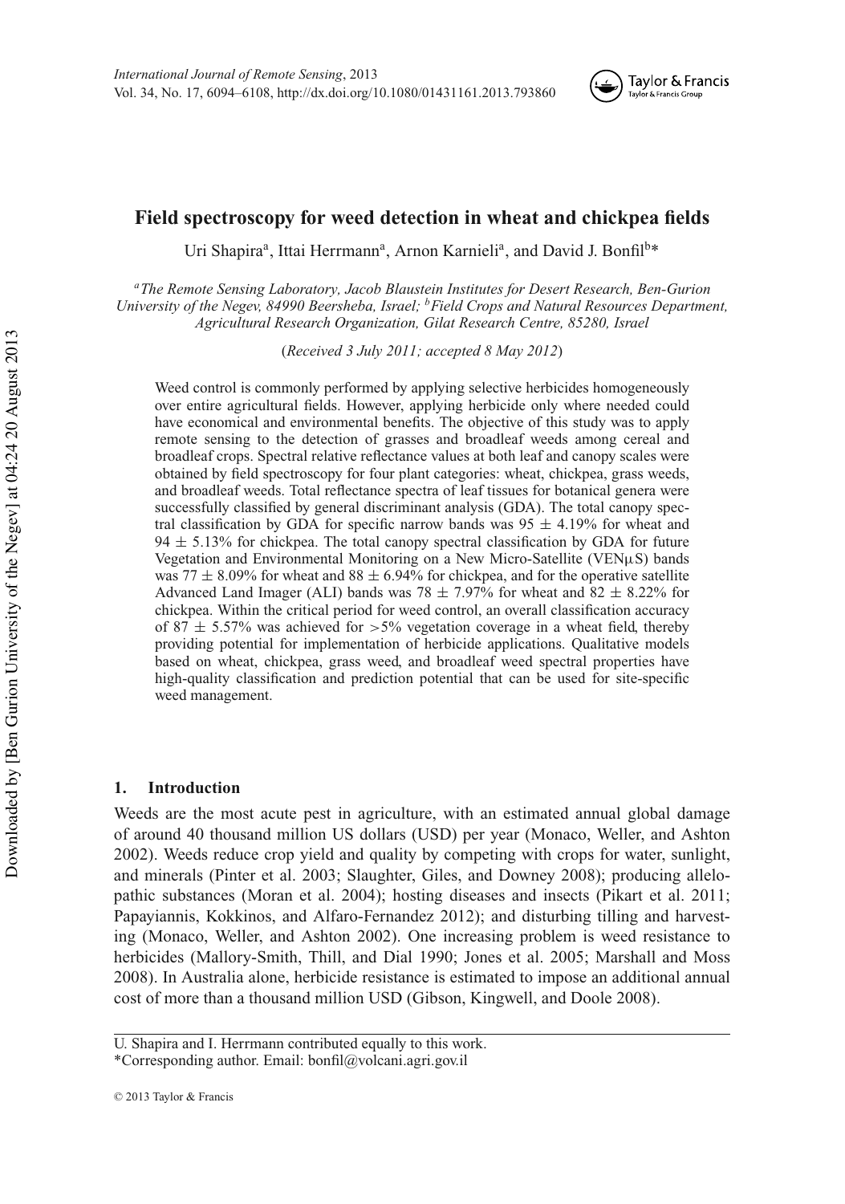# Field spectroscopy for weed detection in wheat and chickpea fields

Uri Shapira[a], Ittai Herrmann[a], Arnon Karnieli[a], and David J. Bonfil[b]*

[a]*The Remote Sensing Laboratory, Jacob Blaustein Institutes for Desert Research, Ben-Gurion University of the Negev, 84990 Beersheba, Israel;* [b]*Field Crops and Natural Resources Department, Agricultural Research Organization, Gilat Research Centre, 85280, Israel*

(*Received 3 July 2011; accepted 8 May 2012*)

Weed control is commonly performed by applying selective herbicides homogeneously over entire agricultural fields. However, applying herbicide only where needed could have economical and environmental benefits. The objective of this study was to apply remote sensing to the detection of grasses and broadleaf weeds among cereal and broadleaf crops. Spectral relative reflectance values at both leaf and canopy scales were obtained by field spectroscopy for four plant categories: wheat, chickpea, grass weeds, and broadleaf weeds. Total reflectance spectra of leaf tissues for botanical genera were successfully classified by general discriminant analysis (GDA). The total canopy spectral classification by GDA for specific narrow bands was $95 \pm 4.19\%$ for wheat and $94 \pm 5.13\%$ for chickpea. The total canopy spectral classification by GDA for future Vegetation and Environmental Monitoring on a New Micro-Satellite (VENμS) bands was $77 \pm 8.09\%$ for wheat and $88 \pm 6.94\%$ for chickpea, and for the operative satellite Advanced Land Imager (ALI) bands was $78 \pm 7.97\%$ for wheat and $82 \pm 8.22\%$ for chickpea. Within the critical period for weed control, an overall classification accuracy of $87 \pm 5.57\%$ was achieved for >5% vegetation coverage in a wheat field, thereby providing potential for implementation of herbicide applications. Qualitative models based on wheat, chickpea, grass weed, and broadleaf weed spectral properties have high-quality classification and prediction potential that can be used for site-specific weed management.

## 1. Introduction

Weeds are the most acute pest in agriculture, with an estimated annual global damage of around 40 thousand million US dollars (USD) per year (Monaco, Weller, and Ashton 2002). Weeds reduce crop yield and quality by competing with crops for water, sunlight, and minerals (Pinter et al. 2003; Slaughter, Giles, and Downey 2008); producing allelopathic substances (Moran et al. 2004); hosting diseases and insects (Pikart et al. 2011; Papayiannis, Kokkinos, and Alfaro-Fernandez 2012); and disturbing tilling and harvesting (Monaco, Weller, and Ashton 2002). One increasing problem is weed resistance to herbicides (Mallory-Smith, Thill, and Dial 1990; Jones et al. 2005; Marshall and Moss 2008). In Australia alone, herbicide resistance is estimated to impose an additional annual cost of more than a thousand million USD (Gibson, Kingwell, and Doole 2008).

U. Shapira and I. Herrmann contributed equally to this work.
*Corresponding author. Email: bonfil@volcani.agri.gov.il

© 2013 Taylor & Francis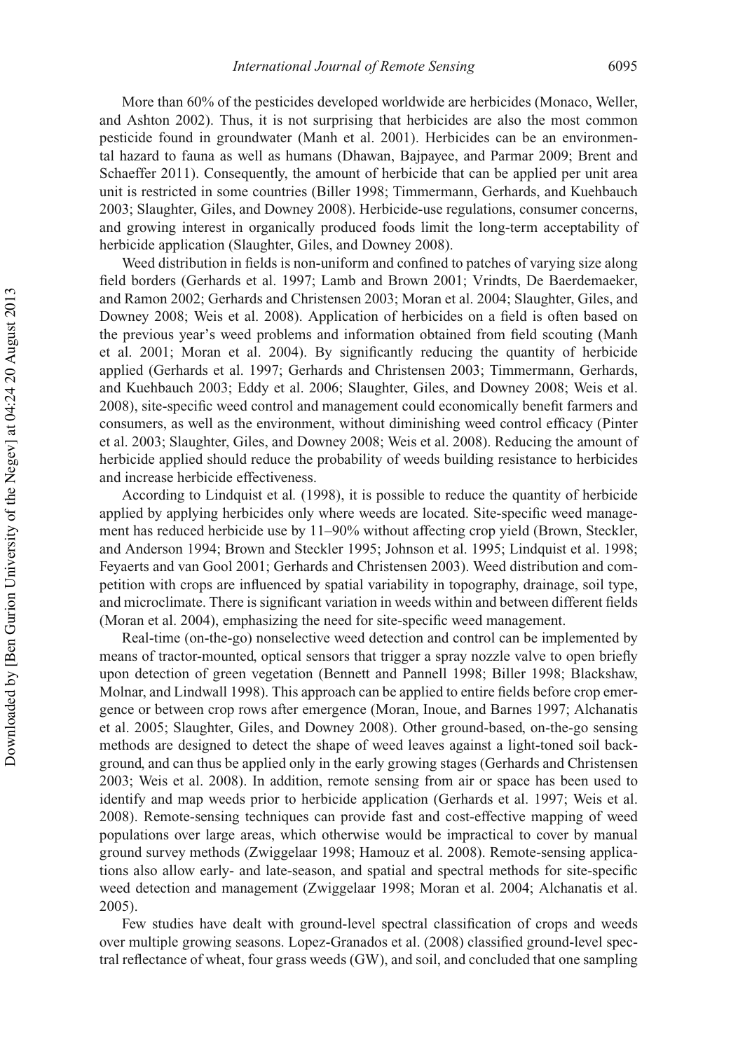More than 60% of the pesticides developed worldwide are herbicides (Monaco, Weller, and Ashton 2002). Thus, it is not surprising that herbicides are also the most common pesticide found in groundwater (Manh et al. 2001). Herbicides can be an environmental hazard to fauna as well as humans (Dhawan, Bajpayee, and Parmar 2009; Brent and Schaeffer 2011). Consequently, the amount of herbicide that can be applied per unit area unit is restricted in some countries (Biller 1998; Timmermann, Gerhards, and Kuehbauch 2003; Slaughter, Giles, and Downey 2008). Herbicide-use regulations, consumer concerns, and growing interest in organically produced foods limit the long-term acceptability of herbicide application (Slaughter, Giles, and Downey 2008).

Weed distribution in fields is non-uniform and confined to patches of varying size along field borders (Gerhards et al. 1997; Lamb and Brown 2001; Vrindts, De Baerdemaeker, and Ramon 2002; Gerhards and Christensen 2003; Moran et al. 2004; Slaughter, Giles, and Downey 2008; Weis et al. 2008). Application of herbicides on a field is often based on the previous year's weed problems and information obtained from field scouting (Manh et al. 2001; Moran et al. 2004). By significantly reducing the quantity of herbicide applied (Gerhards et al. 1997; Gerhards and Christensen 2003; Timmermann, Gerhards, and Kuehbauch 2003; Eddy et al. 2006; Slaughter, Giles, and Downey 2008; Weis et al. 2008), site-specific weed control and management could economically benefit farmers and consumers, as well as the environment, without diminishing weed control efficacy (Pinter et al. 2003; Slaughter, Giles, and Downey 2008; Weis et al. 2008). Reducing the amount of herbicide applied should reduce the probability of weeds building resistance to herbicides and increase herbicide effectiveness.

According to Lindquist et al*.* (1998), it is possible to reduce the quantity of herbicide applied by applying herbicides only where weeds are located. Site-specific weed management has reduced herbicide use by 11–90% without affecting crop yield (Brown, Steckler, and Anderson 1994; Brown and Steckler 1995; Johnson et al. 1995; Lindquist et al. 1998; Feyaerts and van Gool 2001; Gerhards and Christensen 2003). Weed distribution and competition with crops are influenced by spatial variability in topography, drainage, soil type, and microclimate. There is significant variation in weeds within and between different fields (Moran et al. 2004), emphasizing the need for site-specific weed management.

Real-time (on-the-go) nonselective weed detection and control can be implemented by means of tractor-mounted, optical sensors that trigger a spray nozzle valve to open briefly upon detection of green vegetation (Bennett and Pannell 1998; Biller 1998; Blackshaw, Molnar, and Lindwall 1998). This approach can be applied to entire fields before crop emergence or between crop rows after emergence (Moran, Inoue, and Barnes 1997; Alchanatis et al. 2005; Slaughter, Giles, and Downey 2008). Other ground-based, on-the-go sensing methods are designed to detect the shape of weed leaves against a light-toned soil background, and can thus be applied only in the early growing stages (Gerhards and Christensen 2003; Weis et al. 2008). In addition, remote sensing from air or space has been used to identify and map weeds prior to herbicide application (Gerhards et al. 1997; Weis et al. 2008). Remote-sensing techniques can provide fast and cost-effective mapping of weed populations over large areas, which otherwise would be impractical to cover by manual ground survey methods (Zwiggelaar 1998; Hamouz et al. 2008). Remote-sensing applications also allow early- and late-season, and spatial and spectral methods for site-specific weed detection and management (Zwiggelaar 1998; Moran et al. 2004; Alchanatis et al. 2005).

Few studies have dealt with ground-level spectral classification of crops and weeds over multiple growing seasons. Lopez-Granados et al. (2008) classified ground-level spectral reflectance of wheat, four grass weeds (GW), and soil, and concluded that one sampling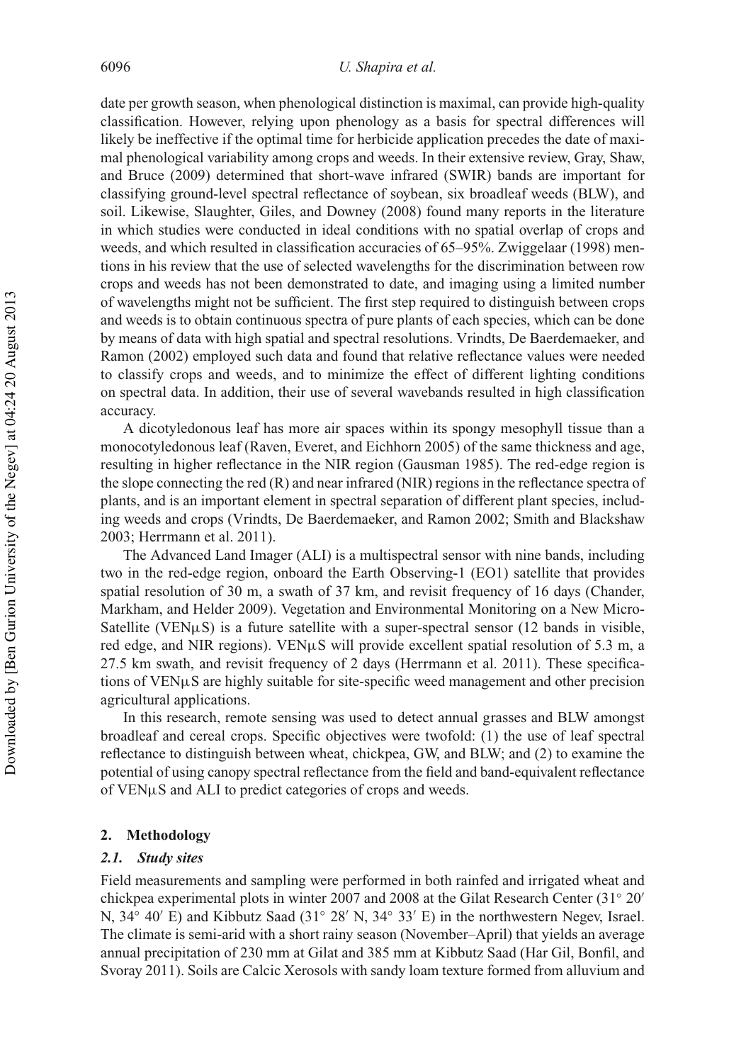date per growth season, when phenological distinction is maximal, can provide high-quality classification. However, relying upon phenology as a basis for spectral differences will likely be ineffective if the optimal time for herbicide application precedes the date of maximal phenological variability among crops and weeds. In their extensive review, Gray, Shaw, and Bruce (2009) determined that short-wave infrared (SWIR) bands are important for classifying ground-level spectral reflectance of soybean, six broadleaf weeds (BLW), and soil. Likewise, Slaughter, Giles, and Downey (2008) found many reports in the literature in which studies were conducted in ideal conditions with no spatial overlap of crops and weeds, and which resulted in classification accuracies of 65–95%. Zwiggelaar (1998) mentions in his review that the use of selected wavelengths for the discrimination between row crops and weeds has not been demonstrated to date, and imaging using a limited number of wavelengths might not be sufficient. The first step required to distinguish between crops and weeds is to obtain continuous spectra of pure plants of each species, which can be done by means of data with high spatial and spectral resolutions. Vrindts, De Baerdemaeker, and Ramon (2002) employed such data and found that relative reflectance values were needed to classify crops and weeds, and to minimize the effect of different lighting conditions on spectral data. In addition, their use of several wavebands resulted in high classification accuracy.

A dicotyledonous leaf has more air spaces within its spongy mesophyll tissue than a monocotyledonous leaf (Raven, Everet, and Eichhorn 2005) of the same thickness and age, resulting in higher reflectance in the NIR region (Gausman 1985). The red-edge region is the slope connecting the red (R) and near infrared (NIR) regions in the reflectance spectra of plants, and is an important element in spectral separation of different plant species, including weeds and crops (Vrindts, De Baerdemaeker, and Ramon 2002; Smith and Blackshaw 2003; Herrmann et al. 2011).

The Advanced Land Imager (ALI) is a multispectral sensor with nine bands, including two in the red-edge region, onboard the Earth Observing-1 (EO1) satellite that provides spatial resolution of 30 m, a swath of 37 km, and revisit frequency of 16 days (Chander, Markham, and Helder 2009). Vegetation and Environmental Monitoring on a New Micro-Satellite (VENμS) is a future satellite with a super-spectral sensor (12 bands in visible, red edge, and NIR regions). VENμS will provide excellent spatial resolution of 5.3 m, a 27.5 km swath, and revisit frequency of 2 days (Herrmann et al. 2011). These specifications of VENμS are highly suitable for site-specific weed management and other precision agricultural applications.

In this research, remote sensing was used to detect annual grasses and BLW amongst broadleaf and cereal crops. Specific objectives were twofold: (1) the use of leaf spectral reflectance to distinguish between wheat, chickpea, GW, and BLW; and (2) to examine the potential of using canopy spectral reflectance from the field and band-equivalent reflectance of VENμS and ALI to predict categories of crops and weeds.

## 2. Methodology

### *2.1. Study sites*

Field measurements and sampling were performed in both rainfed and irrigated wheat and chickpea experimental plots in winter 2007 and 2008 at the Gilat Research Center (31° 20′ N, 34° 40′ E) and Kibbutz Saad (31° 28′ N, 34° 33′ E) in the northwestern Negev, Israel. The climate is semi-arid with a short rainy season (November–April) that yields an average annual precipitation of 230 mm at Gilat and 385 mm at Kibbutz Saad (Har Gil, Bonfil, and Svoray 2011). Soils are Calcic Xerosols with sandy loam texture formed from alluvium and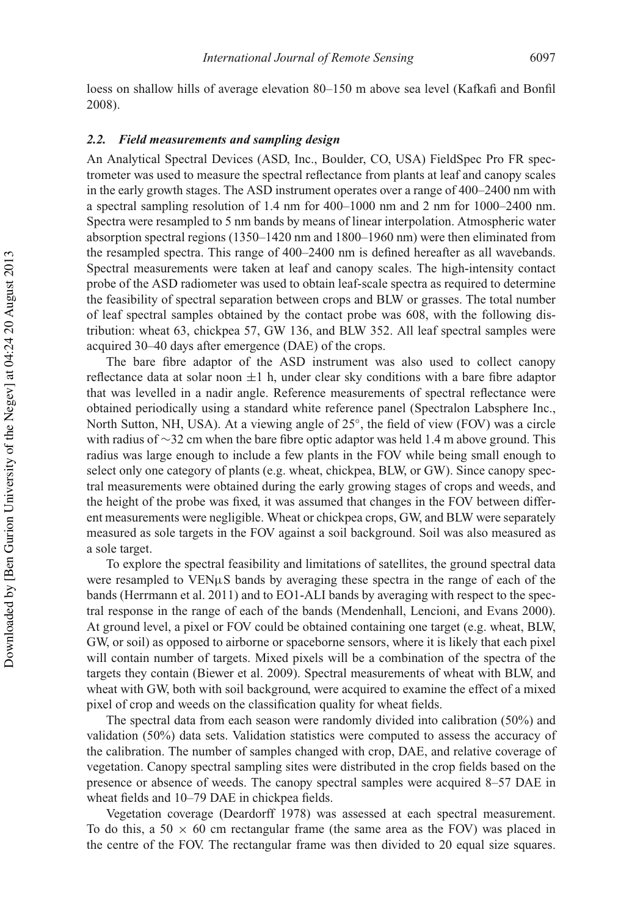loess on shallow hills of average elevation 80–150 m above sea level (Kafkafi and Bonfil 2008).

### *2.2. Field measurements and sampling design*

An Analytical Spectral Devices (ASD, Inc., Boulder, CO, USA) FieldSpec Pro FR spectrometer was used to measure the spectral reflectance from plants at leaf and canopy scales in the early growth stages. The ASD instrument operates over a range of 400–2400 nm with a spectral sampling resolution of 1.4 nm for 400–1000 nm and 2 nm for 1000–2400 nm. Spectra were resampled to 5 nm bands by means of linear interpolation. Atmospheric water absorption spectral regions (1350–1420 nm and 1800–1960 nm) were then eliminated from the resampled spectra. This range of 400–2400 nm is defined hereafter as all wavebands. Spectral measurements were taken at leaf and canopy scales. The high-intensity contact probe of the ASD radiometer was used to obtain leaf-scale spectra as required to determine the feasibility of spectral separation between crops and BLW or grasses. The total number of leaf spectral samples obtained by the contact probe was 608, with the following distribution: wheat 63, chickpea 57, GW 136, and BLW 352. All leaf spectral samples were acquired 30–40 days after emergence (DAE) of the crops.

The bare fibre adaptor of the ASD instrument was also used to collect canopy reflectance data at solar noon $\pm 1$ h, under clear sky conditions with a bare fibre adaptor that was levelled in a nadir angle. Reference measurements of spectral reflectance were obtained periodically using a standard white reference panel (Spectralon Labsphere Inc., North Sutton, NH, USA). At a viewing angle of 25°, the field of view (FOV) was a circle with radius of ~32 cm when the bare fibre optic adaptor was held 1.4 m above ground. This radius was large enough to include a few plants in the FOV while being small enough to select only one category of plants (e.g. wheat, chickpea, BLW, or GW). Since canopy spectral measurements were obtained during the early growing stages of crops and weeds, and the height of the probe was fixed, it was assumed that changes in the FOV between different measurements were negligible. Wheat or chickpea crops, GW, and BLW were separately measured as sole targets in the FOV against a soil background. Soil was also measured as a sole target.

To explore the spectral feasibility and limitations of satellites, the ground spectral data were resampled to VENμS bands by averaging these spectra in the range of each of the bands (Herrmann et al. 2011) and to EO1-ALI bands by averaging with respect to the spectral response in the range of each of the bands (Mendenhall, Lencioni, and Evans 2000). At ground level, a pixel or FOV could be obtained containing one target (e.g. wheat, BLW, GW, or soil) as opposed to airborne or spaceborne sensors, where it is likely that each pixel will contain number of targets. Mixed pixels will be a combination of the spectra of the targets they contain (Biewer et al. 2009). Spectral measurements of wheat with BLW, and wheat with GW, both with soil background, were acquired to examine the effect of a mixed pixel of crop and weeds on the classification quality for wheat fields.

The spectral data from each season were randomly divided into calibration (50%) and validation (50%) data sets. Validation statistics were computed to assess the accuracy of the calibration. The number of samples changed with crop, DAE, and relative coverage of vegetation. Canopy spectral sampling sites were distributed in the crop fields based on the presence or absence of weeds. The canopy spectral samples were acquired 8–57 DAE in wheat fields and 10–79 DAE in chickpea fields.

Vegetation coverage (Deardorff 1978) was assessed at each spectral measurement. To do this, a $50 \times 60$ cm rectangular frame (the same area as the FOV) was placed in the centre of the FOV. The rectangular frame was then divided to 20 equal size squares.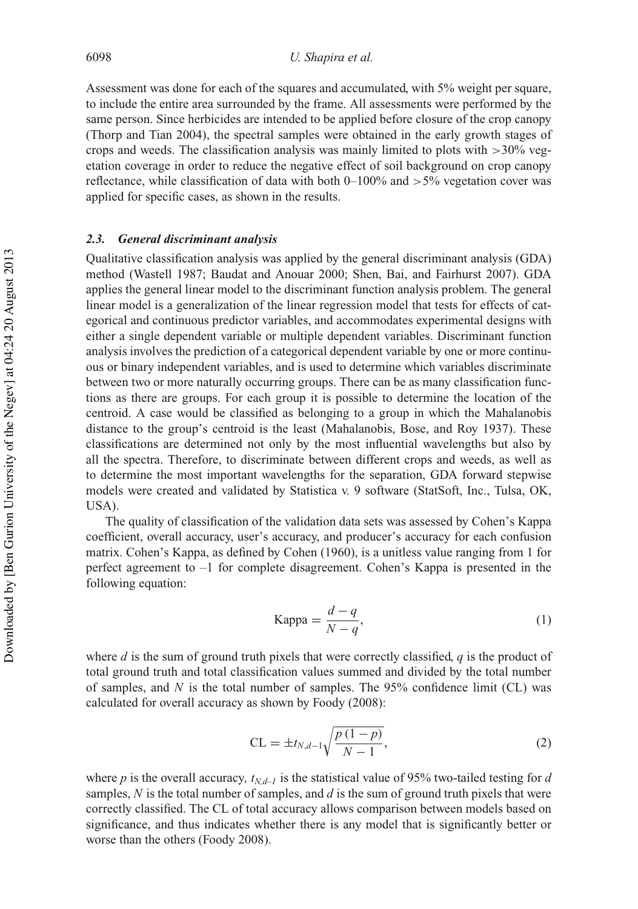Assessment was done for each of the squares and accumulated, with 5% weight per square, to include the entire area surrounded by the frame. All assessments were performed by the same person. Since herbicides are intended to be applied before closure of the crop canopy (Thorp and Tian 2004), the spectral samples were obtained in the early growth stages of crops and weeds. The classification analysis was mainly limited to plots with >30% vegetation coverage in order to reduce the negative effect of soil background on crop canopy reflectance, while classification of data with both 0–100% and >5% vegetation cover was applied for specific cases, as shown in the results.

### *2.3. General discriminant analysis*

Qualitative classification analysis was applied by the general discriminant analysis (GDA) method (Wastell 1987; Baudat and Anouar 2000; Shen, Bai, and Fairhurst 2007). GDA applies the general linear model to the discriminant function analysis problem. The general linear model is a generalization of the linear regression model that tests for effects of categorical and continuous predictor variables, and accommodates experimental designs with either a single dependent variable or multiple dependent variables. Discriminant function analysis involves the prediction of a categorical dependent variable by one or more continuous or binary independent variables, and is used to determine which variables discriminate between two or more naturally occurring groups. There can be as many classification functions as there are groups. For each group it is possible to determine the location of the centroid. A case would be classified as belonging to a group in which the Mahalanobis distance to the group's centroid is the least (Mahalanobis, Bose, and Roy 1937). These classifications are determined not only by the most influential wavelengths but also by all the spectra. Therefore, to discriminate between different crops and weeds, as well as to determine the most important wavelengths for the separation, GDA forward stepwise models were created and validated by Statistica v. 9 software (StatSoft, Inc., Tulsa, OK, USA).

The quality of classification of the validation data sets was assessed by Cohen's Kappa coefficient, overall accuracy, user's accuracy, and producer's accuracy for each confusion matrix. Cohen's Kappa, as defined by Cohen (1960), is a unitless value ranging from 1 for perfect agreement to –1 for complete disagreement. Cohen's Kappa is presented in the following equation:

$$\text{Kappa} = \frac{d - q}{N - q}, \tag{1}$$

where $d$ is the sum of ground truth pixels that were correctly classified, $q$ is the product of total ground truth and total classification values summed and divided by the total number of samples, and $N$ is the total number of samples. The 95% confidence limit (CL) was calculated for overall accuracy as shown by Foody (2008):

$$\text{CL} = \pm t_{N,d-1}\sqrt{\frac{p\,(1-p)}{N-1}}, \tag{2}$$

where $p$ is the overall accuracy, $t_{N,d-1}$ is the statistical value of 95% two-tailed testing for $d$ samples, $N$ is the total number of samples, and $d$ is the sum of ground truth pixels that were correctly classified. The CL of total accuracy allows comparison between models based on significance, and thus indicates whether there is any model that is significantly better or worse than the others (Foody 2008).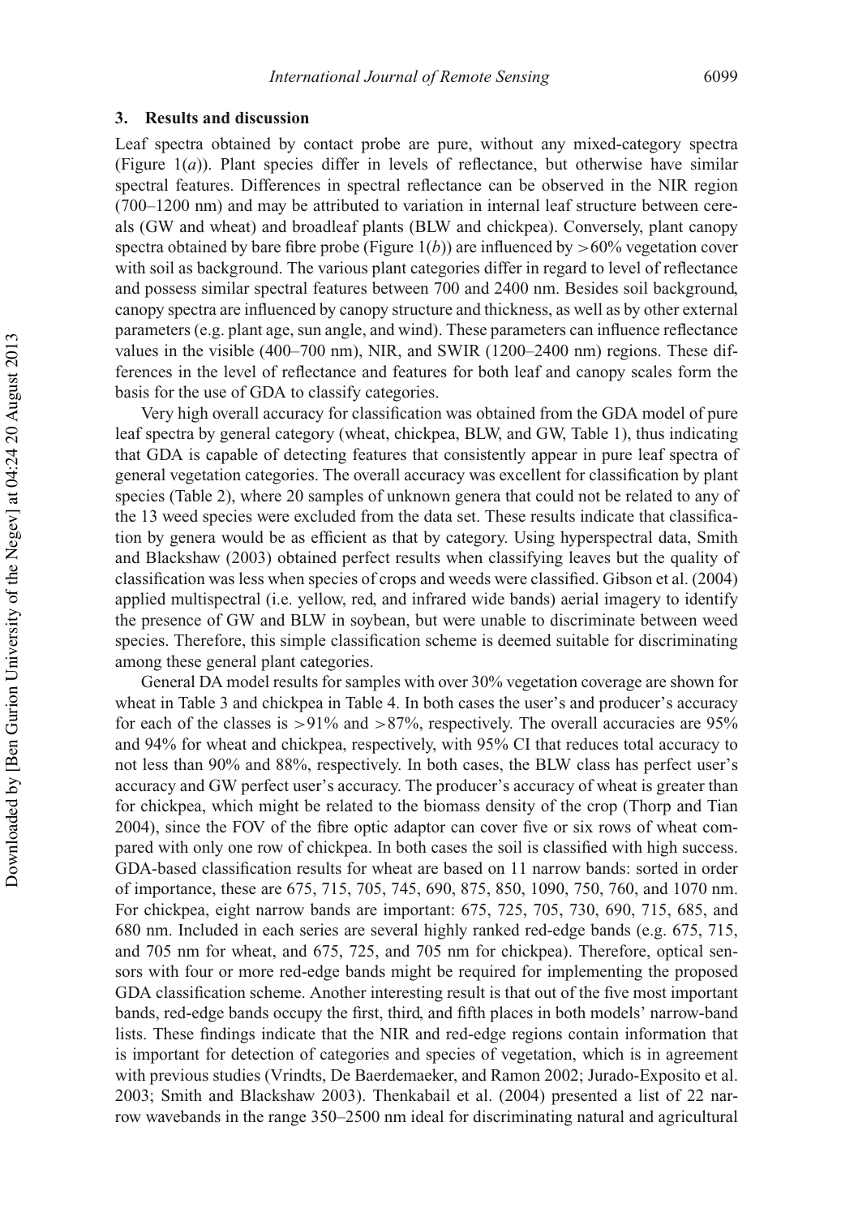## 3. Results and discussion

Leaf spectra obtained by contact probe are pure, without any mixed-category spectra (Figure 1(*a*)). Plant species differ in levels of reflectance, but otherwise have similar spectral features. Differences in spectral reflectance can be observed in the NIR region (700–1200 nm) and may be attributed to variation in internal leaf structure between cereals (GW and wheat) and broadleaf plants (BLW and chickpea). Conversely, plant canopy spectra obtained by bare fibre probe (Figure 1(*b*)) are influenced by $>60\%$ vegetation cover with soil as background. The various plant categories differ in regard to level of reflectance and possess similar spectral features between 700 and 2400 nm. Besides soil background, canopy spectra are influenced by canopy structure and thickness, as well as by other external parameters (e.g. plant age, sun angle, and wind). These parameters can influence reflectance values in the visible (400–700 nm), NIR, and SWIR (1200–2400 nm) regions. These differences in the level of reflectance and features for both leaf and canopy scales form the basis for the use of GDA to classify categories.

Very high overall accuracy for classification was obtained from the GDA model of pure leaf spectra by general category (wheat, chickpea, BLW, and GW, Table 1), thus indicating that GDA is capable of detecting features that consistently appear in pure leaf spectra of general vegetation categories. The overall accuracy was excellent for classification by plant species (Table 2), where 20 samples of unknown genera that could not be related to any of the 13 weed species were excluded from the data set. These results indicate that classification by genera would be as efficient as that by category. Using hyperspectral data, Smith and Blackshaw (2003) obtained perfect results when classifying leaves but the quality of classification was less when species of crops and weeds were classified. Gibson et al. (2004) applied multispectral (i.e. yellow, red, and infrared wide bands) aerial imagery to identify the presence of GW and BLW in soybean, but were unable to discriminate between weed species. Therefore, this simple classification scheme is deemed suitable for discriminating among these general plant categories.

General DA model results for samples with over 30% vegetation coverage are shown for wheat in Table 3 and chickpea in Table 4. In both cases the user's and producer's accuracy for each of the classes is $>91\%$ and $>87\%$, respectively. The overall accuracies are 95% and 94% for wheat and chickpea, respectively, with 95% CI that reduces total accuracy to not less than 90% and 88%, respectively. In both cases, the BLW class has perfect user's accuracy and GW perfect user's accuracy. The producer's accuracy of wheat is greater than for chickpea, which might be related to the biomass density of the crop (Thorp and Tian 2004), since the FOV of the fibre optic adaptor can cover five or six rows of wheat compared with only one row of chickpea. In both cases the soil is classified with high success. GDA-based classification results for wheat are based on 11 narrow bands: sorted in order of importance, these are 675, 715, 705, 745, 690, 875, 850, 1090, 750, 760, and 1070 nm. For chickpea, eight narrow bands are important: 675, 725, 705, 730, 690, 715, 685, and 680 nm. Included in each series are several highly ranked red-edge bands (e.g. 675, 715, and 705 nm for wheat, and 675, 725, and 705 nm for chickpea). Therefore, optical sensors with four or more red-edge bands might be required for implementing the proposed GDA classification scheme. Another interesting result is that out of the five most important bands, red-edge bands occupy the first, third, and fifth places in both models' narrow-band lists. These findings indicate that the NIR and red-edge regions contain information that is important for detection of categories and species of vegetation, which is in agreement with previous studies (Vrindts, De Baerdemaeker, and Ramon 2002; Jurado-Exposito et al. 2003; Smith and Blackshaw 2003). Thenkabail et al. (2004) presented a list of 22 narrow wavebands in the range 350–2500 nm ideal for discriminating natural and agricultural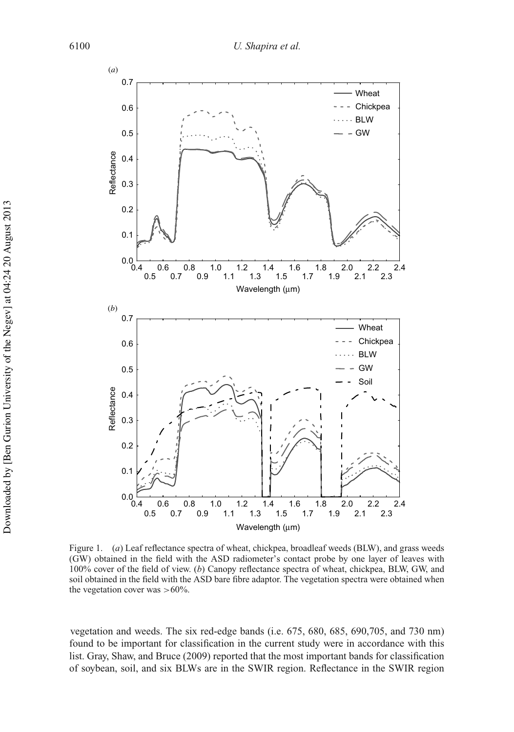Figure 1. (*a*) Leaf reflectance spectra of wheat, chickpea, broadleaf weeds (BLW), and grass weeds (GW) obtained in the field with the ASD radiometer's contact probe by one layer of leaves with 100% cover of the field of view. (*b*) Canopy reflectance spectra of wheat, chickpea, BLW, GW, and soil obtained in the field with the ASD bare fibre adaptor. The vegetation spectra were obtained when the vegetation cover was >60%.

vegetation and weeds. The six red-edge bands (i.e. 675, 680, 685, 690,705, and 730 nm) found to be important for classification in the current study were in accordance with this list. Gray, Shaw, and Bruce (2009) reported that the most important bands for classification of soybean, soil, and six BLWs are in the SWIR region. Reflectance in the SWIR region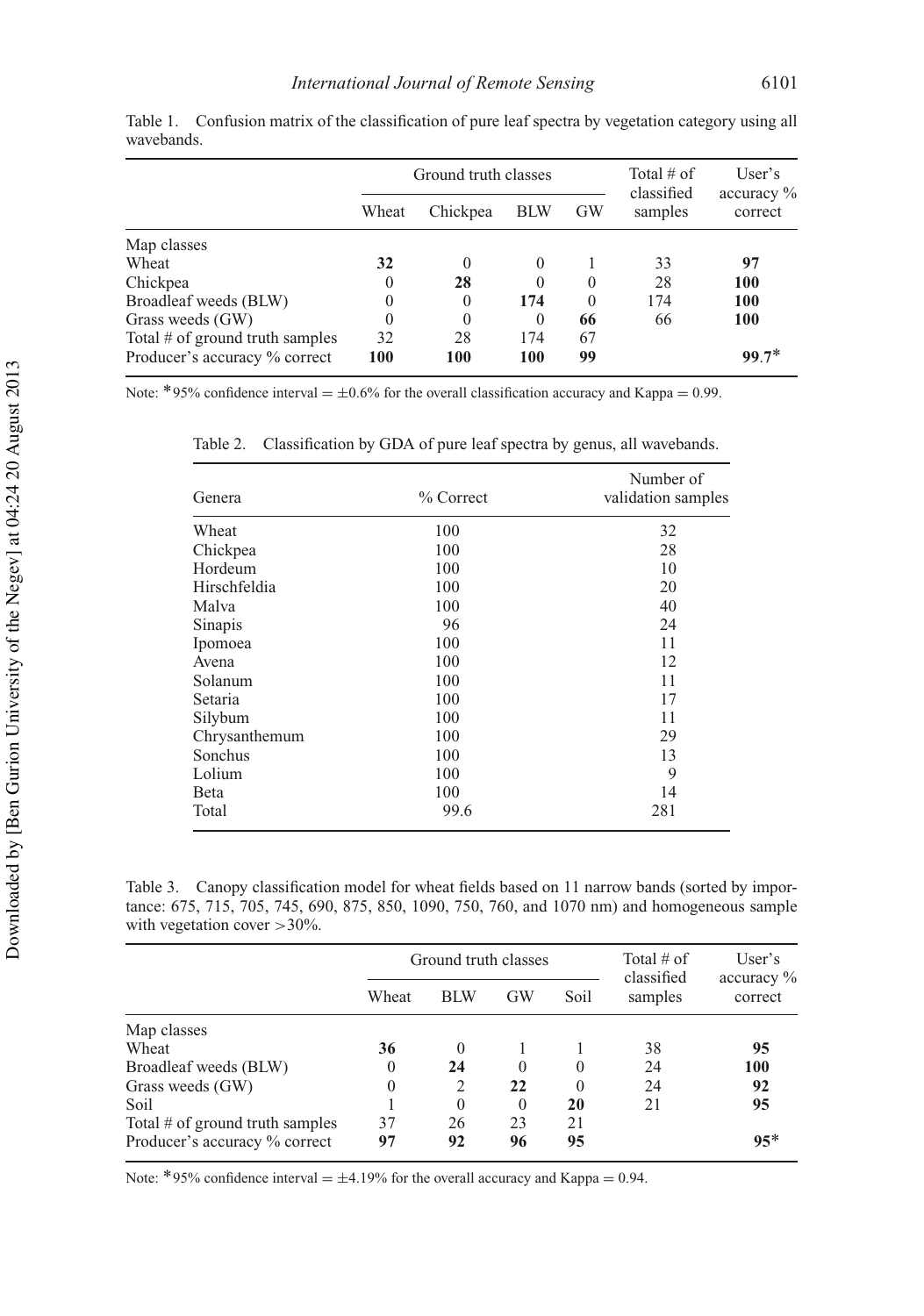Table 1. Confusion matrix of the classification of pure leaf spectra by vegetation category using all wavebands.

| | Ground truth classes | | | | Total # of classified samples | User's accuracy % correct |
|---|---|---|---|---|---|---|
| | Wheat | Chickpea | BLW | GW | | |
| Map classes | | | | | | |
| Wheat | **32** | 0 | 0 | 1 | 33 | **97** |
| Chickpea | 0 | **28** | 0 | 0 | 28 | **100** |
| Broadleaf weeds (BLW) | 0 | 0 | **174** | 0 | 174 | **100** |
| Grass weeds (GW) | 0 | 0 | 0 | **66** | 66 | **100** |
| Total # of ground truth samples | 32 | 28 | 174 | 67 | | |
| Producer's accuracy % correct | **100** | **100** | **100** | **99** | | **99.7***|

Note: *95% confidence interval = ±0.6% for the overall classification accuracy and Kappa = 0.99.

Table 2. Classification by GDA of pure leaf spectra by genus, all wavebands.

| Genera | % Correct | Number of validation samples |
|---|---|---|
| Wheat | 100 | 32 |
| Chickpea | 100 | 28 |
| Hordeum | 100 | 10 |
| Hirschfeldia | 100 | 20 |
| Malva | 100 | 40 |
| Sinapis | 96 | 24 |
| Ipomoea | 100 | 11 |
| Avena | 100 | 12 |
| Solanum | 100 | 11 |
| Setaria | 100 | 17 |
| Silybum | 100 | 11 |
| Chrysanthemum | 100 | 29 |
| Sonchus | 100 | 13 |
| Lolium | 100 | 9 |
| Beta | 100 | 14 |
| Total | 99.6 | 281 |

Table 3. Canopy classification model for wheat fields based on 11 narrow bands (sorted by importance: 675, 715, 705, 745, 690, 875, 850, 1090, 750, 760, and 1070 nm) and homogeneous sample with vegetation cover >30%.

| | Ground truth classes | | | | Total # of classified samples | User's accuracy % correct |
|---|---|---|---|---|---|---|
| | Wheat | BLW | GW | Soil | | |
| Map classes | | | | | | |
| Wheat | **36** | 0 | 1 | 1 | 38 | **95** |
| Broadleaf weeds (BLW) | 0 | **24** | 0 | 0 | 24 | **100** |
| Grass weeds (GW) | 0 | 2 | **22** | 0 | 24 | **92** |
| Soil | 1 | 0 | 0 | **20** | 21 | **95** |
| Total # of ground truth samples | 37 | 26 | 23 | 21 | | |
| Producer's accuracy % correct | **97** | **92** | **96** | **95** | | **95***|

Note: *95% confidence interval = ±4.19% for the overall accuracy and Kappa = 0.94.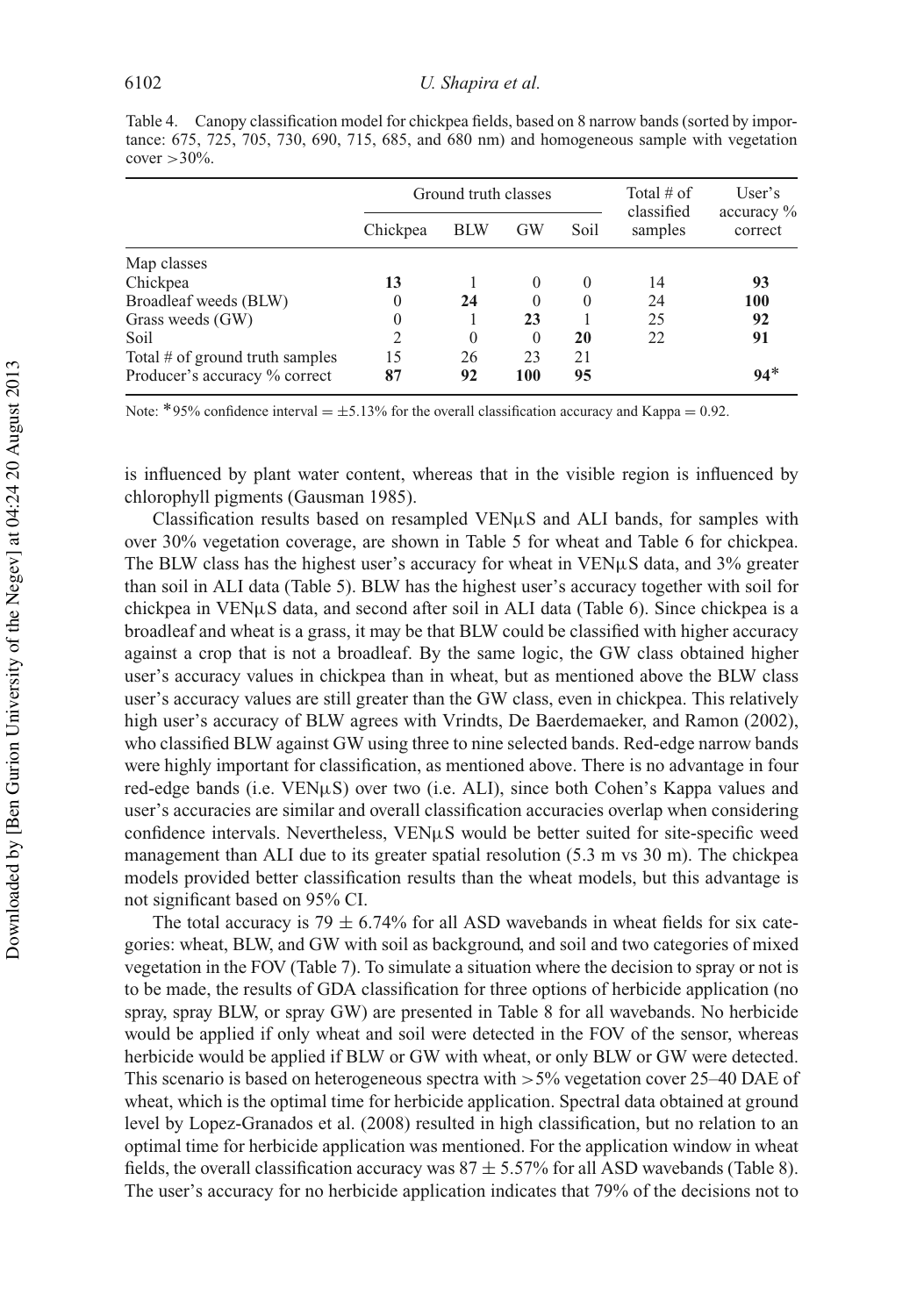Table 4. Canopy classification model for chickpea fields, based on 8 narrow bands (sorted by importance: 675, 725, 705, 730, 690, 715, 685, and 680 nm) and homogeneous sample with vegetation cover >30%.

| | Ground truth classes | | | | Total # of classified samples | User's accuracy % correct |
|---|---|---|---|---|---|---|
| | Chickpea | BLW | GW | Soil | | |
| Map classes | | | | | | |
| Chickpea | **13** | 1 | 0 | 0 | 14 | **93** |
| Broadleaf weeds (BLW) | 0 | **24** | 0 | 0 | 24 | **100** |
| Grass weeds (GW) | 0 | 1 | **23** | 1 | 25 | **92** |
| Soil | 2 | 0 | 0 | **20** | 22 | **91** |
| Total # of ground truth samples | 15 | 26 | 23 | 21 | | |
| Producer's accuracy % correct | **87** | **92** | **100** | **95** | | **94***|

Note: *95% confidence interval = ±5.13% for the overall classification accuracy and Kappa = 0.92.

is influenced by plant water content, whereas that in the visible region is influenced by chlorophyll pigments (Gausman 1985).

Classification results based on resampled VENμS and ALI bands, for samples with over 30% vegetation coverage, are shown in Table 5 for wheat and Table 6 for chickpea. The BLW class has the highest user's accuracy for wheat in VENμS data, and 3% greater than soil in ALI data (Table 5). BLW has the highest user's accuracy together with soil for chickpea in VENμS data, and second after soil in ALI data (Table 6). Since chickpea is a broadleaf and wheat is a grass, it may be that BLW could be classified with higher accuracy against a crop that is not a broadleaf. By the same logic, the GW class obtained higher user's accuracy values in chickpea than in wheat, but as mentioned above the BLW class user's accuracy values are still greater than the GW class, even in chickpea. This relatively high user's accuracy of BLW agrees with Vrindts, De Baerdemaeker, and Ramon (2002), who classified BLW against GW using three to nine selected bands. Red-edge narrow bands were highly important for classification, as mentioned above. There is no advantage in four red-edge bands (i.e. VENμS) over two (i.e. ALI), since both Cohen's Kappa values and user's accuracies are similar and overall classification accuracies overlap when considering confidence intervals. Nevertheless, VENμS would be better suited for site-specific weed management than ALI due to its greater spatial resolution (5.3 m vs 30 m). The chickpea models provided better classification results than the wheat models, but this advantage is not significant based on 95% CI.

The total accuracy is $79 \pm 6.74\%$ for all ASD wavebands in wheat fields for six categories: wheat, BLW, and GW with soil as background, and soil and two categories of mixed vegetation in the FOV (Table 7). To simulate a situation where the decision to spray or not is to be made, the results of GDA classification for three options of herbicide application (no spray, spray BLW, or spray GW) are presented in Table 8 for all wavebands. No herbicide would be applied if only wheat and soil were detected in the FOV of the sensor, whereas herbicide would be applied if BLW or GW with wheat, or only BLW or GW were detected. This scenario is based on heterogeneous spectra with >5% vegetation cover 25–40 DAE of wheat, which is the optimal time for herbicide application. Spectral data obtained at ground level by Lopez-Granados et al. (2008) resulted in high classification, but no relation to an optimal time for herbicide application was mentioned. For the application window in wheat fields, the overall classification accuracy was $87 \pm 5.57\%$ for all ASD wavebands (Table 8). The user's accuracy for no herbicide application indicates that 79% of the decisions not to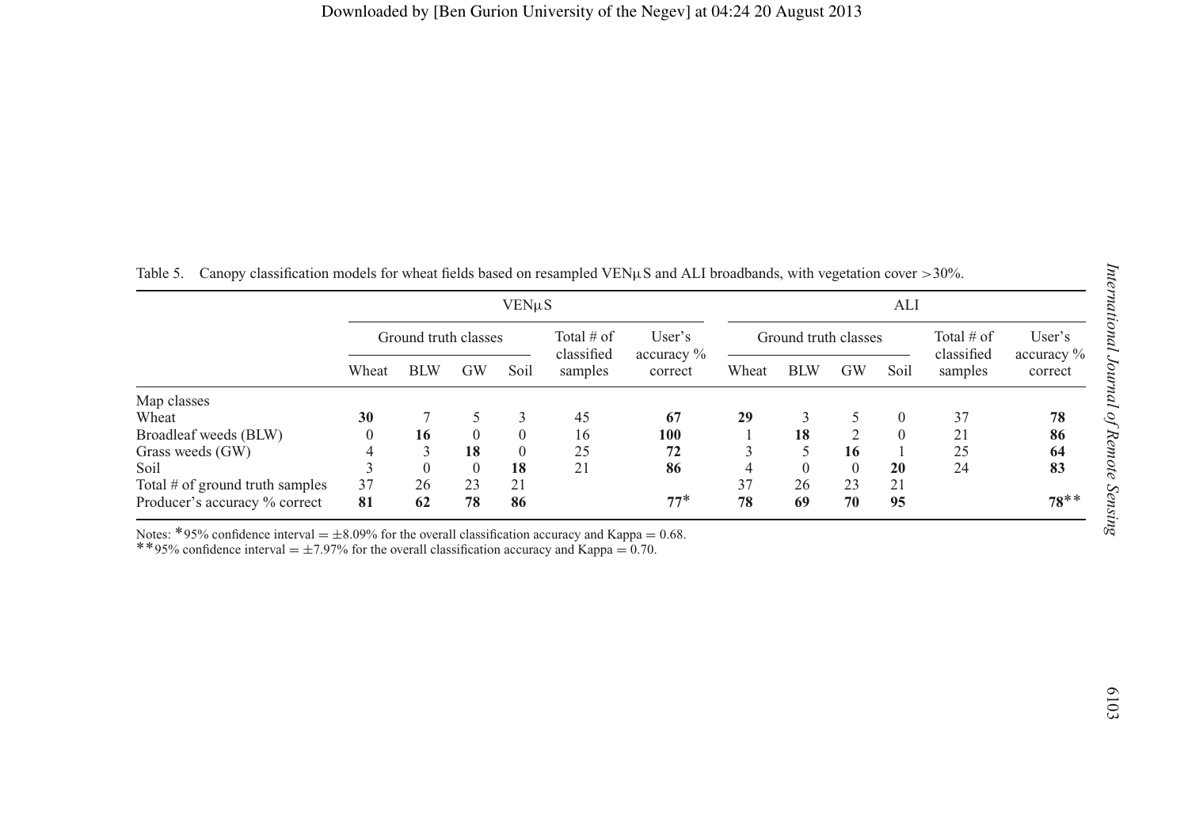Table 5. Canopy classification models for wheat fields based on resampled VENμS and ALI broadbands, with vegetation cover >30%.

| | VENμS | | | | | | ALI | | | | | |
|---|---|---|---|---|---|---|---|---|---|---|---|---|
| | Ground truth classes | | | | Total # of classified samples | User's accuracy % correct | Ground truth classes | | | | Total # of classified samples | User's accuracy % correct |
| | Wheat | BLW | GW | Soil | | | Wheat | BLW | GW | Soil | | |
| Map classes | | | | | | | | | | | | |
| Wheat | **30** | 7 | 5 | 3 | 45 | **67** | **29** | 3 | 5 | 0 | 37 | **78** |
| Broadleaf weeds (BLW) | 0 | **16** | 0 | 0 | 16 | **100** | 1 | **18** | 2 | 0 | 21 | **86** |
| Grass weeds (GW) | 4 | 3 | **18** | 0 | 25 | **72** | 3 | 5 | **16** | 1 | 25 | **64** |
| Soil | 3 | 0 | 0 | **18** | 21 | **86** | 4 | 0 | 0 | **20** | 24 | **83** |
| Total # of ground truth samples | 37 | 26 | 23 | 21 | | | 37 | 26 | 23 | 21 | | |
| Producer's accuracy % correct | **81** | **62** | **78** | **86** | | **77***  | **78** | **69** | **70** | **95** | | **78**** |

Notes: *95% confidence interval = ±8.09% for the overall classification accuracy and Kappa = 0.68.
**95% confidence interval = ±7.97% for the overall classification accuracy and Kappa = 0.70.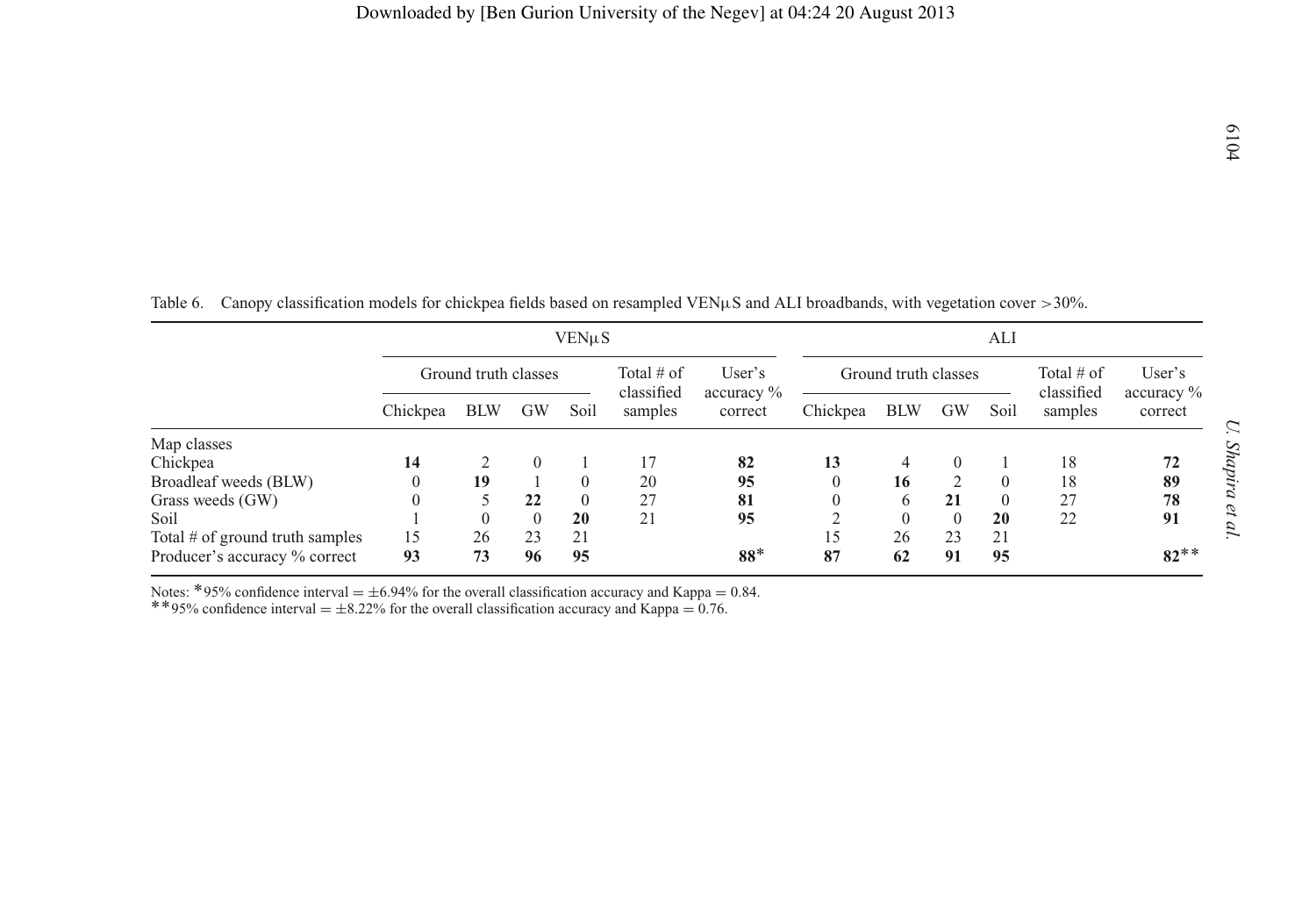Table 6. Canopy classification models for chickpea fields based on resampled VENμS and ALI broadbands, with vegetation cover >30%.

| | VENμS | | | | | | ALI | | | | | |
|---|---|---|---|---|---|---|---|---|---|---|---|---|
| | Ground truth classes | | | | Total # of classified samples | User's accuracy % correct | Ground truth classes | | | | Total # of classified samples | User's accuracy % correct |
| | Chickpea | BLW | GW | Soil | | | Chickpea | BLW | GW | Soil | | |
| Map classes | | | | | | | | | | | | |
| Chickpea | **14** | 2 | 0 | 1 | 17 | **82** | **13** | 4 | 0 | 1 | 18 | **72** |
| Broadleaf weeds (BLW) | 0 | **19** | 1 | 0 | 20 | **95** | 0 | **16** | 2 | 0 | 18 | **89** |
| Grass weeds (GW) | 0 | 5 | **22** | 0 | 27 | **81** | 0 | 6 | **21** | 0 | 27 | **78** |
| Soil | 1 | 0 | 0 | **20** | 21 | **95** | 2 | 0 | 0 | **20** | 22 | **91** |
| Total # of ground truth samples | 15 | 26 | 23 | 21 | | | 15 | 26 | 23 | 21 | | |
| Producer's accuracy % correct | **93** | **73** | **96** | **95** | | **88***  | **87** | **62** | **91** | **95** | | **82**** |

Notes: *95% confidence interval = ±6.94% for the overall classification accuracy and Kappa = 0.84.
**95% confidence interval = ±8.22% for the overall classification accuracy and Kappa = 0.76.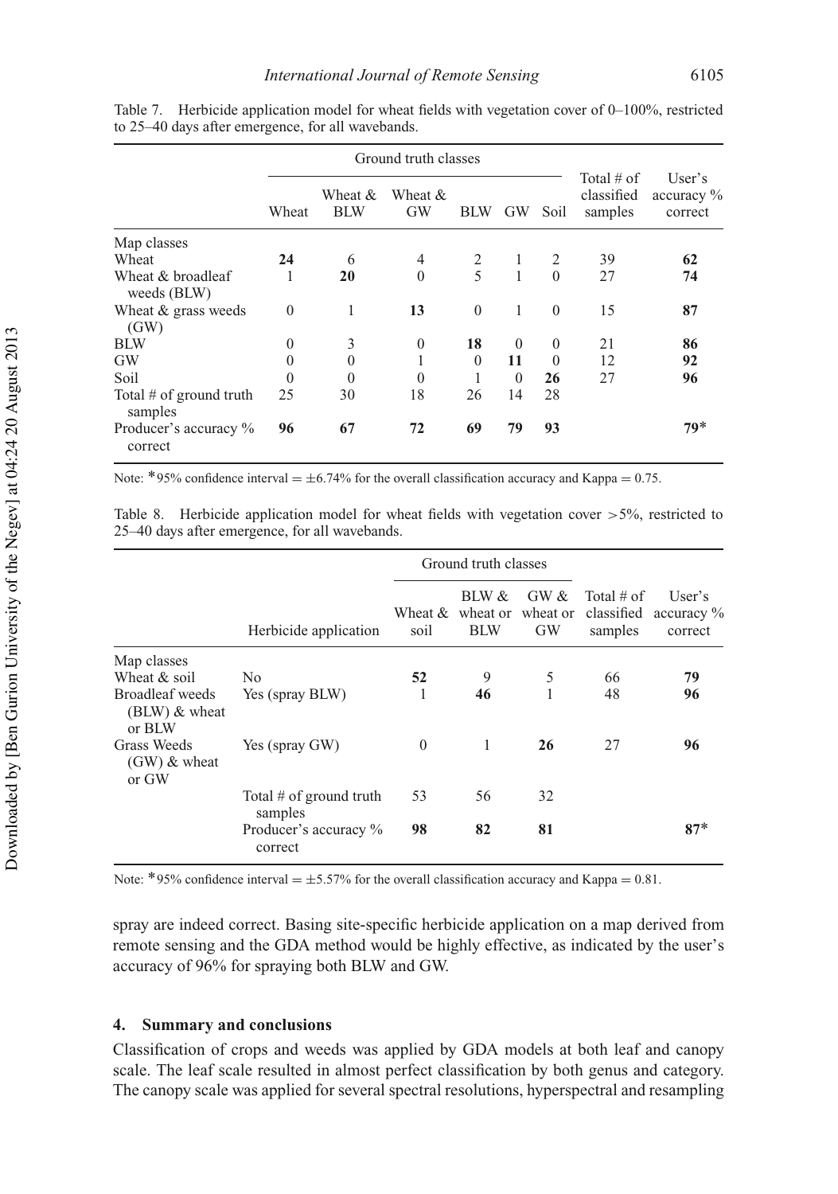Table 7. Herbicide application model for wheat fields with vegetation cover of 0–100%, restricted to 25–40 days after emergence, for all wavebands.

| | Ground truth classes | | | | | | Total # of classified samples | User's accuracy % correct |
|---|---|---|---|---|---|---|---|---|
| | Wheat | Wheat & BLW | Wheat & GW | BLW | GW | Soil | | |
| Map classes | | | | | | | | |
| Wheat | **24** | 6 | 4 | 2 | 1 | 2 | 39 | **62** |
| Wheat & broadleaf weeds (BLW) | 1 | **20** | 0 | 5 | 1 | 0 | 27 | **74** |
| Wheat & grass weeds (GW) | 0 | 1 | **13** | 0 | 1 | 0 | 15 | **87** |
| BLW | 0 | 3 | 0 | **18** | 0 | 0 | 21 | **86** |
| GW | 0 | 0 | 1 | 0 | **11** | 0 | 12 | **92** |
| Soil | 0 | 0 | 0 | 1 | 0 | **26** | 27 | **96** |
| Total # of ground truth samples | 25 | 30 | 18 | 26 | 14 | 28 | | |
| Producer's accuracy % correct | **96** | **67** | **72** | **69** | **79** | **93** | | **79*** |

Note: *95% confidence interval = ±6.74% for the overall classification accuracy and Kappa = 0.75.

Table 8. Herbicide application model for wheat fields with vegetation cover >5%, restricted to 25–40 days after emergence, for all wavebands.

| | Herbicide application | Ground truth classes | | | Total # of classified samples | User's accuracy % correct |
|---|---|---|---|---|---|---|
| | | Wheat & soil | BLW & wheat or BLW | GW & wheat or GW | | |
| Map classes | | | | | | |
| Wheat & soil | No | **52** | 9 | 5 | 66 | **79** |
| Broadleaf weeds (BLW) & wheat or BLW | Yes (spray BLW) | 1 | **46** | 1 | 48 | **96** |
| Grass Weeds (GW) & wheat or GW | Yes (spray GW) | 0 | 1 | **26** | 27 | **96** |
| | Total # of ground truth samples | 53 | 56 | 32 | | |
| | Producer's accuracy % correct | **98** | **82** | **81** | | **87*** |

Note: *95% confidence interval = ±5.57% for the overall classification accuracy and Kappa = 0.81.

spray are indeed correct. Basing site-specific herbicide application on a map derived from remote sensing and the GDA method would be highly effective, as indicated by the user's accuracy of 96% for spraying both BLW and GW.

## 4. Summary and conclusions

Classification of crops and weeds was applied by GDA models at both leaf and canopy scale. The leaf scale resulted in almost perfect classification by both genus and category. The canopy scale was applied for several spectral resolutions, hyperspectral and resampling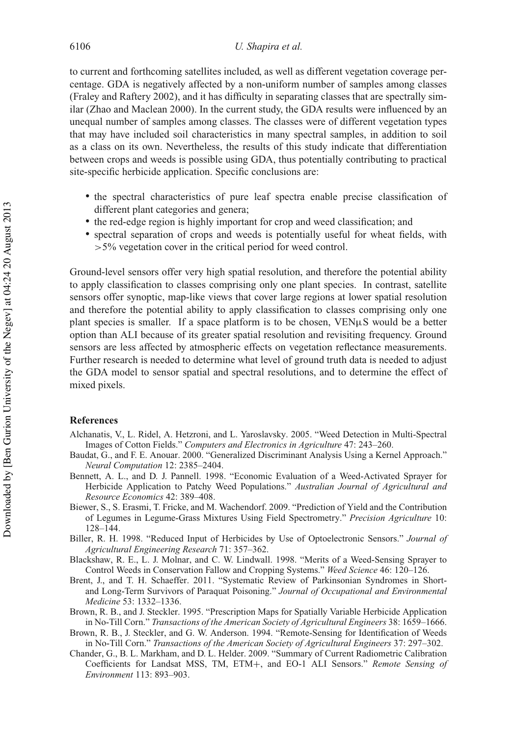to current and forthcoming satellites included, as well as different vegetation coverage percentage. GDA is negatively affected by a non-uniform number of samples among classes (Fraley and Raftery 2002), and it has difficulty in separating classes that are spectrally similar (Zhao and Maclean 2000). In the current study, the GDA results were influenced by an unequal number of samples among classes. The classes were of different vegetation types that may have included soil characteristics in many spectral samples, in addition to soil as a class on its own. Nevertheless, the results of this study indicate that differentiation between crops and weeds is possible using GDA, thus potentially contributing to practical site-specific herbicide application. Specific conclusions are:

- the spectral characteristics of pure leaf spectra enable precise classification of different plant categories and genera;
- the red-edge region is highly important for crop and weed classification; and
- spectral separation of crops and weeds is potentially useful for wheat fields, with $>5\%$ vegetation cover in the critical period for weed control.

Ground-level sensors offer very high spatial resolution, and therefore the potential ability to apply classification to classes comprising only one plant species. In contrast, satellite sensors offer synoptic, map-like views that cover large regions at lower spatial resolution and therefore the potential ability to apply classification to classes comprising only one plant species is smaller. If a space platform is to be chosen, VENμS would be a better option than ALI because of its greater spatial resolution and revisiting frequency. Ground sensors are less affected by atmospheric effects on vegetation reflectance measurements. Further research is needed to determine what level of ground truth data is needed to adjust the GDA model to sensor spatial and spectral resolutions, and to determine the effect of mixed pixels.

## References

Alchanatis, V., L. Ridel, A. Hetzroni, and L. Yaroslavsky. 2005. "Weed Detection in Multi-Spectral Images of Cotton Fields." *Computers and Electronics in Agriculture* 47: 243–260.

Baudat, G., and F. E. Anouar. 2000. "Generalized Discriminant Analysis Using a Kernel Approach." *Neural Computation* 12: 2385–2404.

Bennett, A. L., and D. J. Pannell. 1998. "Economic Evaluation of a Weed-Activated Sprayer for Herbicide Application to Patchy Weed Populations." *Australian Journal of Agricultural and Resource Economics* 42: 389–408.

Biewer, S., S. Erasmi, T. Fricke, and M. Wachendorf. 2009. "Prediction of Yield and the Contribution of Legumes in Legume-Grass Mixtures Using Field Spectrometry." *Precision Agriculture* 10: 128–144.

Biller, R. H. 1998. "Reduced Input of Herbicides by Use of Optoelectronic Sensors." *Journal of Agricultural Engineering Research* 71: 357–362.

Blackshaw, R. E., L. J. Molnar, and C. W. Lindwall. 1998. "Merits of a Weed-Sensing Sprayer to Control Weeds in Conservation Fallow and Cropping Systems." *Weed Science* 46: 120–126.

Brent, J., and T. H. Schaeffer. 2011. "Systematic Review of Parkinsonian Syndromes in Short- and Long-Term Survivors of Paraquat Poisoning." *Journal of Occupational and Environmental Medicine* 53: 1332–1336.

Brown, R. B., and J. Steckler. 1995. "Prescription Maps for Spatially Variable Herbicide Application in No-Till Corn." *Transactions of the American Society of Agricultural Engineers* 38: 1659–1666.

Brown, R. B., J. Steckler, and G. W. Anderson. 1994. "Remote-Sensing for Identification of Weeds in No-Till Corn." *Transactions of the American Society of Agricultural Engineers* 37: 297–302.

Chander, G., B. L. Markham, and D. L. Helder. 2009. "Summary of Current Radiometric Calibration Coefficients for Landsat MSS, TM, ETM+, and EO-1 ALI Sensors." *Remote Sensing of Environment* 113: 893–903.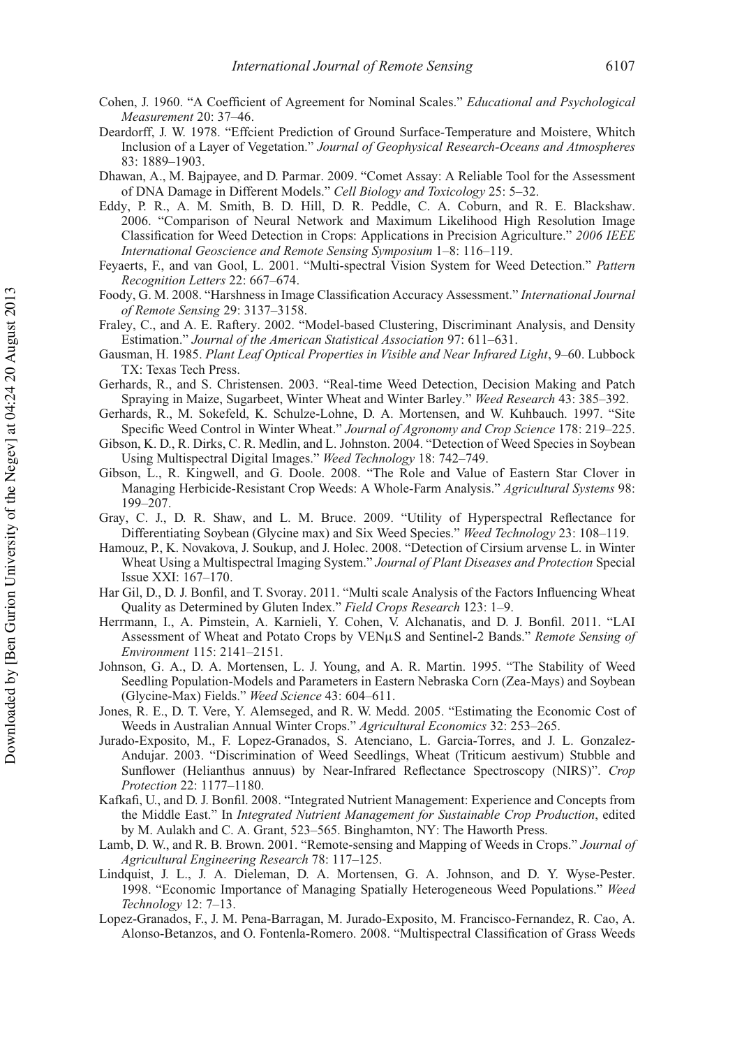Cohen, J. 1960. "A Coefficient of Agreement for Nominal Scales." *Educational and Psychological Measurement* 20: 37–46.

Deardorff, J. W. 1978. "Effcient Prediction of Ground Surface-Temperature and Moistere, Whitch Inclusion of a Layer of Vegetation." *Journal of Geophysical Research-Oceans and Atmospheres* 83: 1889–1903.

Dhawan, A., M. Bajpayee, and D. Parmar. 2009. "Comet Assay: A Reliable Tool for the Assessment of DNA Damage in Different Models." *Cell Biology and Toxicology* 25: 5–32.

Eddy, P. R., A. M. Smith, B. D. Hill, D. R. Peddle, C. A. Coburn, and R. E. Blackshaw. 2006. "Comparison of Neural Network and Maximum Likelihood High Resolution Image Classification for Weed Detection in Crops: Applications in Precision Agriculture." *2006 IEEE International Geoscience and Remote Sensing Symposium* 1–8: 116–119.

Feyaerts, F., and van Gool, L. 2001. "Multi-spectral Vision System for Weed Detection." *Pattern Recognition Letters* 22: 667–674.

Foody, G. M. 2008. "Harshness in Image Classification Accuracy Assessment." *International Journal of Remote Sensing* 29: 3137–3158.

Fraley, C., and A. E. Raftery. 2002. "Model-based Clustering, Discriminant Analysis, and Density Estimation." *Journal of the American Statistical Association* 97: 611–631.

Gausman, H. 1985. *Plant Leaf Optical Properties in Visible and Near Infrared Light*, 9–60. Lubbock TX: Texas Tech Press.

Gerhards, R., and S. Christensen. 2003. "Real-time Weed Detection, Decision Making and Patch Spraying in Maize, Sugarbeet, Winter Wheat and Winter Barley." *Weed Research* 43: 385–392.

Gerhards, R., M. Sokefeld, K. Schulze-Lohne, D. A. Mortensen, and W. Kuhbauch. 1997. "Site Specific Weed Control in Winter Wheat." *Journal of Agronomy and Crop Science* 178: 219–225.

Gibson, K. D., R. Dirks, C. R. Medlin, and L. Johnston. 2004. "Detection of Weed Species in Soybean Using Multispectral Digital Images." *Weed Technology* 18: 742–749.

Gibson, L., R. Kingwell, and G. Doole. 2008. "The Role and Value of Eastern Star Clover in Managing Herbicide-Resistant Crop Weeds: A Whole-Farm Analysis." *Agricultural Systems* 98: 199–207.

Gray, C. J., D. R. Shaw, and L. M. Bruce. 2009. "Utility of Hyperspectral Reflectance for Differentiating Soybean (Glycine max) and Six Weed Species." *Weed Technology* 23: 108–119.

Hamouz, P., K. Novakova, J. Soukup, and J. Holec. 2008. "Detection of Cirsium arvense L. in Winter Wheat Using a Multispectral Imaging System." *Journal of Plant Diseases and Protection* Special Issue XXI: 167–170.

Har Gil, D., D. J. Bonfil, and T. Svoray. 2011. "Multi scale Analysis of the Factors Influencing Wheat Quality as Determined by Gluten Index." *Field Crops Research* 123: 1–9.

Herrmann, I., A. Pimstein, A. Karnieli, Y. Cohen, V. Alchanatis, and D. J. Bonfil. 2011. "LAI Assessment of Wheat and Potato Crops by VENμS and Sentinel-2 Bands." *Remote Sensing of Environment* 115: 2141–2151.

Johnson, G. A., D. A. Mortensen, L. J. Young, and A. R. Martin. 1995. "The Stability of Weed Seedling Population-Models and Parameters in Eastern Nebraska Corn (Zea-Mays) and Soybean (Glycine-Max) Fields." *Weed Science* 43: 604–611.

Jones, R. E., D. T. Vere, Y. Alemseged, and R. W. Medd. 2005. "Estimating the Economic Cost of Weeds in Australian Annual Winter Crops." *Agricultural Economics* 32: 253–265.

Jurado-Exposito, M., F. Lopez-Granados, S. Atenciano, L. Garcia-Torres, and J. L. Gonzalez-Andujar. 2003. "Discrimination of Weed Seedlings, Wheat (Triticum aestivum) Stubble and Sunflower (Helianthus annuus) by Near-Infrared Reflectance Spectroscopy (NIRS)". *Crop Protection* 22: 1177–1180.

Kafkafi, U., and D. J. Bonfil. 2008. "Integrated Nutrient Management: Experience and Concepts from the Middle East." In *Integrated Nutrient Management for Sustainable Crop Production*, edited by M. Aulakh and C. A. Grant, 523–565. Binghamton, NY: The Haworth Press.

Lamb, D. W., and R. B. Brown. 2001. "Remote-sensing and Mapping of Weeds in Crops." *Journal of Agricultural Engineering Research* 78: 117–125.

Lindquist, J. L., J. A. Dieleman, D. A. Mortensen, G. A. Johnson, and D. Y. Wyse-Pester. 1998. "Economic Importance of Managing Spatially Heterogeneous Weed Populations." *Weed Technology* 12: 7–13.

Lopez-Granados, F., J. M. Pena-Barragan, M. Jurado-Exposito, M. Francisco-Fernandez, R. Cao, A. Alonso-Betanzos, and O. Fontenla-Romero. 2008. "Multispectral Classification of Grass Weeds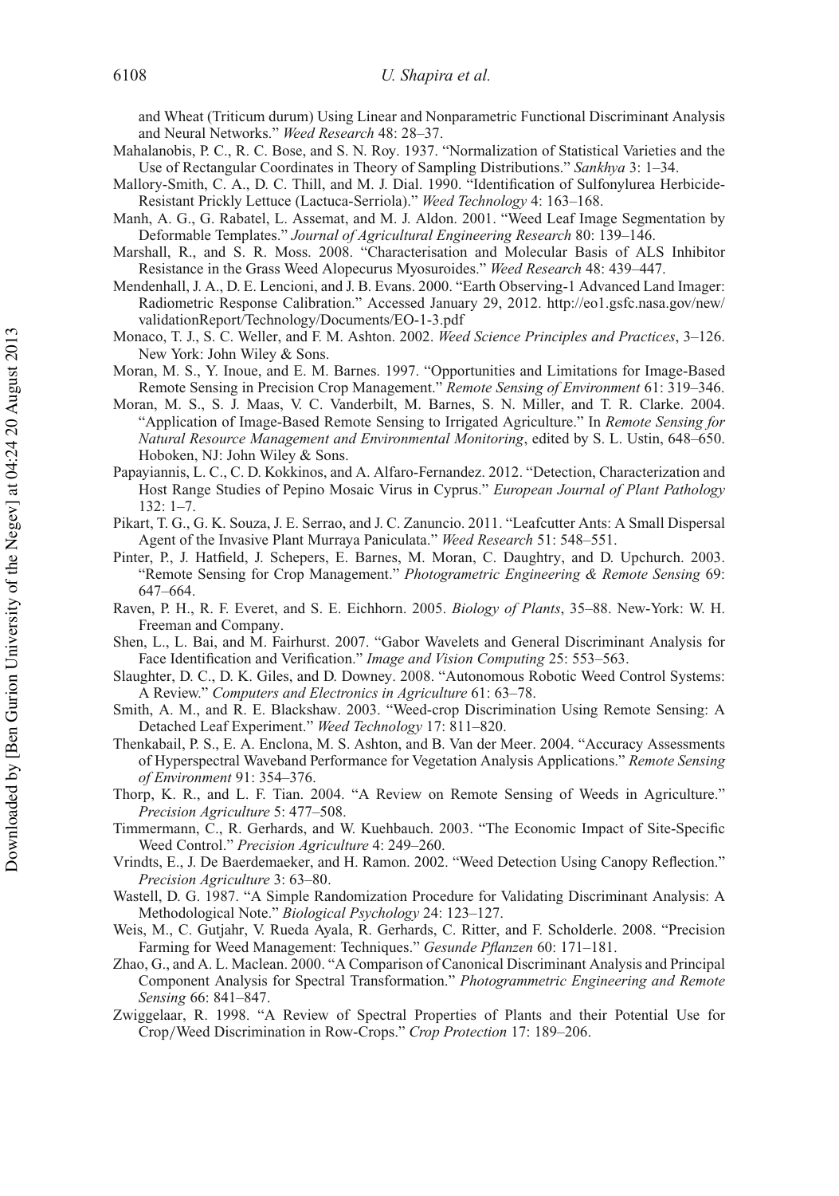and Wheat (Triticum durum) Using Linear and Nonparametric Functional Discriminant Analysis and Neural Networks." *Weed Research* 48: 28–37.

Mahalanobis, P. C., R. C. Bose, and S. N. Roy. 1937. "Normalization of Statistical Varieties and the Use of Rectangular Coordinates in Theory of Sampling Distributions." *Sankhya* 3: 1–34.

Mallory-Smith, C. A., D. C. Thill, and M. J. Dial. 1990. "Identification of Sulfonylurea Herbicide-Resistant Prickly Lettuce (Lactuca-Serriola)." *Weed Technology* 4: 163–168.

Manh, A. G., G. Rabatel, L. Assemat, and M. J. Aldon. 2001. "Weed Leaf Image Segmentation by Deformable Templates." *Journal of Agricultural Engineering Research* 80: 139–146.

Marshall, R., and S. R. Moss. 2008. "Characterisation and Molecular Basis of ALS Inhibitor Resistance in the Grass Weed Alopecurus Myosuroides." *Weed Research* 48: 439–447.

Mendenhall, J. A., D. E. Lencioni, and J. B. Evans. 2000. "Earth Observing-1 Advanced Land Imager: Radiometric Response Calibration." Accessed January 29, 2012. http://eo1.gsfc.nasa.gov/new/validationReport/Technology/Documents/EO-1-3.pdf

Monaco, T. J., S. C. Weller, and F. M. Ashton. 2002. *Weed Science Principles and Practices*, 3–126. New York: John Wiley & Sons.

Moran, M. S., Y. Inoue, and E. M. Barnes. 1997. "Opportunities and Limitations for Image-Based Remote Sensing in Precision Crop Management." *Remote Sensing of Environment* 61: 319–346.

Moran, M. S., S. J. Maas, V. C. Vanderbilt, M. Barnes, S. N. Miller, and T. R. Clarke. 2004. "Application of Image-Based Remote Sensing to Irrigated Agriculture." In *Remote Sensing for Natural Resource Management and Environmental Monitoring*, edited by S. L. Ustin, 648–650. Hoboken, NJ: John Wiley & Sons.

Papayiannis, L. C., C. D. Kokkinos, and A. Alfaro-Fernandez. 2012. "Detection, Characterization and Host Range Studies of Pepino Mosaic Virus in Cyprus." *European Journal of Plant Pathology* 132: 1–7.

Pikart, T. G., G. K. Souza, J. E. Serrao, and J. C. Zanuncio. 2011. "Leafcutter Ants: A Small Dispersal Agent of the Invasive Plant Murraya Paniculata." *Weed Research* 51: 548–551.

Pinter, P., J. Hatfield, J. Schepers, E. Barnes, M. Moran, C. Daughtry, and D. Upchurch. 2003. "Remote Sensing for Crop Management." *Photogrametric Engineering & Remote Sensing* 69: 647–664.

Raven, P. H., R. F. Everet, and S. E. Eichhorn. 2005. *Biology of Plants*, 35–88. New-York: W. H. Freeman and Company.

Shen, L., L. Bai, and M. Fairhurst. 2007. "Gabor Wavelets and General Discriminant Analysis for Face Identification and Verification." *Image and Vision Computing* 25: 553–563.

Slaughter, D. C., D. K. Giles, and D. Downey. 2008. "Autonomous Robotic Weed Control Systems: A Review." *Computers and Electronics in Agriculture* 61: 63–78.

Smith, A. M., and R. E. Blackshaw. 2003. "Weed-crop Discrimination Using Remote Sensing: A Detached Leaf Experiment." *Weed Technology* 17: 811–820.

Thenkabail, P. S., E. A. Enclona, M. S. Ashton, and B. Van der Meer. 2004. "Accuracy Assessments of Hyperspectral Waveband Performance for Vegetation Analysis Applications." *Remote Sensing of Environment* 91: 354–376.

Thorp, K. R., and L. F. Tian. 2004. "A Review on Remote Sensing of Weeds in Agriculture." *Precision Agriculture* 5: 477–508.

Timmermann, C., R. Gerhards, and W. Kuehbauch. 2003. "The Economic Impact of Site-Specific Weed Control." *Precision Agriculture* 4: 249–260.

Vrindts, E., J. De Baerdemaeker, and H. Ramon. 2002. "Weed Detection Using Canopy Reflection." *Precision Agriculture* 3: 63–80.

Wastell, D. G. 1987. "A Simple Randomization Procedure for Validating Discriminant Analysis: A Methodological Note." *Biological Psychology* 24: 123–127.

Weis, M., C. Gutjahr, V. Rueda Ayala, R. Gerhards, C. Ritter, and F. Scholderle. 2008. "Precision Farming for Weed Management: Techniques." *Gesunde Pflanzen* 60: 171–181.

Zhao, G., and A. L. Maclean. 2000. "A Comparison of Canonical Discriminant Analysis and Principal Component Analysis for Spectral Transformation." *Photogrammetric Engineering and Remote Sensing* 66: 841–847.

Zwiggelaar, R. 1998. "A Review of Spectral Properties of Plants and their Potential Use for Crop/Weed Discrimination in Row-Crops." *Crop Protection* 17: 189–206.